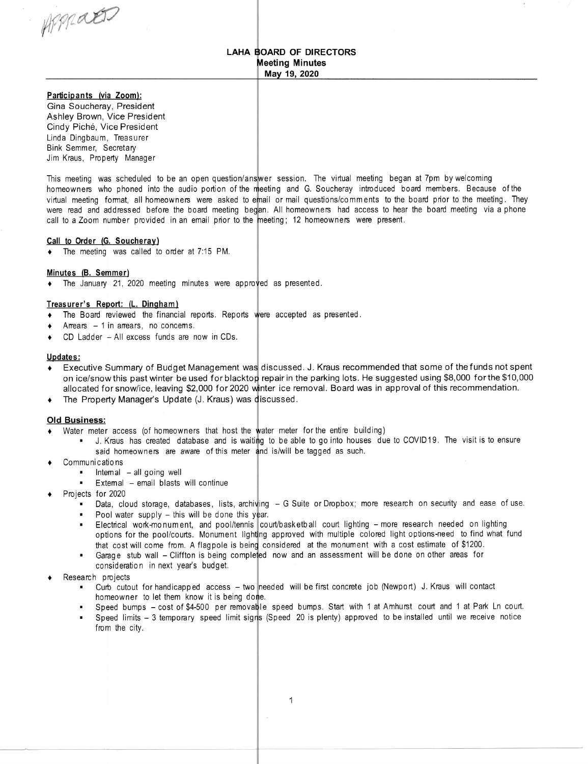APPROVED

# LAHA BOARD OF DIRECTORS
## Meeting Minutes
### May 19, 2020

**Participants (via Zoom):**
Gina Soucheray, President
Ashley Brown, Vice President
Cindy Piché, Vice President
Linda Dingbaum, Treasurer
Bink Semmer, Secretary
Jim Kraus, Property Manager

This meeting was scheduled to be an open question/answer session. The virtual meeting began at 7pm by welcoming homeowners who phoned into the audio portion of the meeting and G. Soucheray introduced board members. Because of the virtual meeting format, all homeowners were asked to email or mail questions/comments to the board prior to the meeting. They were read and addressed before the board meeting began. All homeowners had access to hear the board meeting via a phone call to a Zoom number provided in an email prior to the meeting; 12 homeowners were present.

**Call to Order (G. Soucheray)**

- The meeting was called to order at 7:15 PM.

**Minutes (B. Semmer)**

- The January 21, 2020 meeting minutes were approved as presented.

**Treasurer's Report: (L. Dingham)**

- The Board reviewed the financial reports. Reports were accepted as presented.
- Arrears – 1 in arrears, no concerns.
- CD Ladder – All excess funds are now in CDs.

**Updates:**

- Executive Summary of Budget Management was discussed. J. Kraus recommended that some of the funds not spent on ice/snow this past winter be used for blacktop repair in the parking lots. He suggested using $8,000 for the $10,000 allocated for snow/ice, leaving $2,000 for 2020 winter ice removal. Board was in approval of this recommendation.
- The Property Manager's Update (J. Kraus) was discussed.

**Old Business:**

- Water meter access (of homeowners that host the water meter for the entire building)
  - J. Kraus has created database and is waiting to be able to go into houses due to COVID19. The visit is to ensure said homeowners are aware of this meter and is/will be tagged as such.
- Communications
  - Internal – all going well
  - External – email blasts will continue
- Projects for 2020
  - Data, cloud storage, databases, lists, archiving – G Suite or Dropbox; more research on security and ease of use.
  - Pool water supply – this will be done this year.
  - Electrical work-monument, and pool/tennis court/basketball court lighting – more research needed on lighting options for the pool/courts. Monument lighting approved with multiple colored light options-need to find what fund that cost will come from. A flagpole is being considered at the monument with a cost estimate of $1200.
  - Garage stub wall – Cliffton is being completed now and an assessment will be done on other areas for consideration in next year's budget.
- Research projects
  - Curb cutout for handicapped access – two needed will be first concrete job (Newport) J. Kraus will contact homeowner to let them know it is being done.
  - Speed bumps – cost of $4-500 per removable speed bumps. Start with 1 at Amhurst court and 1 at Park Ln court.
  - Speed limits – 3 temporary speed limit signs (Speed 20 is plenty) approved to be installed until we receive notice from the city.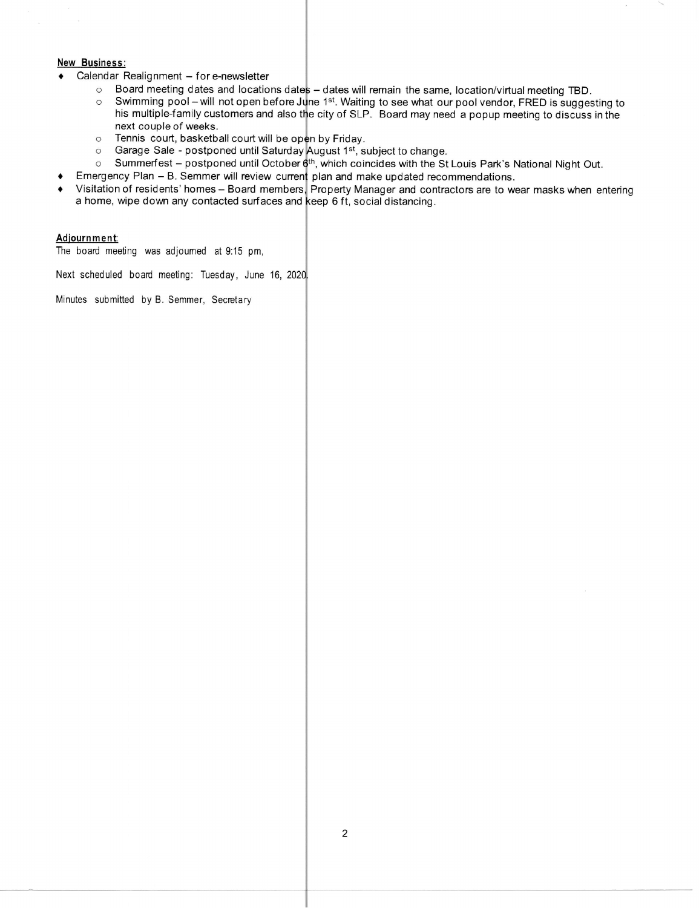**New Business:**

- Calendar Realignment – for e-newsletter
    - Board meeting dates and locations dates – dates will remain the same, location/virtual meeting TBD.
    - Swimming pool – will not open before June 1st. Waiting to see what our pool vendor, FRED is suggesting to his multiple-family customers and also the city of SLP. Board may need a popup meeting to discuss in the next couple of weeks.
    - Tennis court, basketball court will be open by Friday.
    - Garage Sale - postponed until Saturday August 1st, subject to change.
    - Summerfest – postponed until October 6th, which coincides with the St Louis Park's National Night Out.
- Emergency Plan – B. Semmer will review current plan and make updated recommendations.
- Visitation of residents' homes – Board members, Property Manager and contractors are to wear masks when entering a home, wipe down any contacted surfaces and keep 6 ft, social distancing.

**Adjournment:**

The board meeting was adjourned at 9:15 pm,

Next scheduled board meeting: Tuesday, June 16, 2020.

Minutes submitted by B. Semmer, Secretary